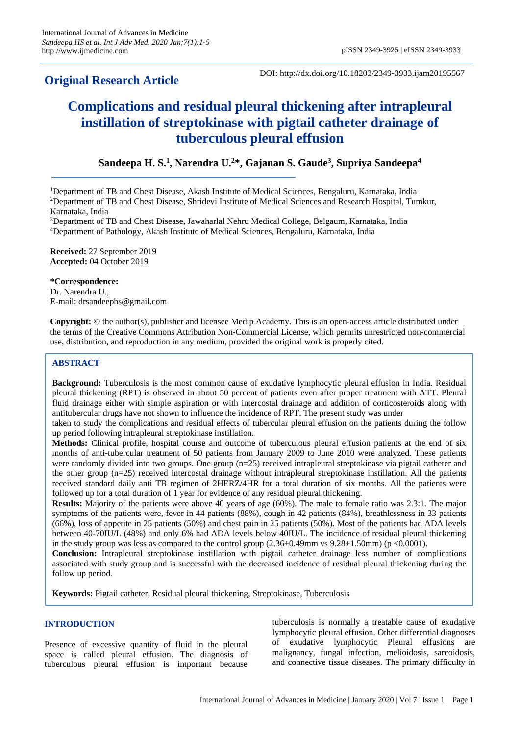## Original Research Article

DOI: http://dx.doi.org/10.18203/2349-3933.ijam20195567

# Complications and residual pleural thickening after intrapleural instillation of streptokinase with pigtail catheter drainage of tuberculous pleural effusion

**Sandeepa H. S.[1], Narendra U.[2]*, Gajanan S. Gaude[3], Supriya Sandeepa[4]**

[1]Department of TB and Chest Disease, Akash Institute of Medical Sciences, Bengaluru, Karnataka, India
[2]Department of TB and Chest Disease, Shridevi Institute of Medical Sciences and Research Hospital, Tumkur, Karnataka, India
[3]Department of TB and Chest Disease, Jawaharlal Nehru Medical College, Belgaum, Karnataka, India
[4]Department of Pathology, Akash Institute of Medical Sciences, Bengaluru, Karnataka, India

**Received:** 27 September 2019
**Accepted:** 04 October 2019

***Correspondence:**
Dr. Narendra U.,
E-mail: drsandeephs@gmail.com

**Copyright:** © the author(s), publisher and licensee Medip Academy. This is an open-access article distributed under the terms of the Creative Commons Attribution Non-Commercial License, which permits unrestricted non-commercial use, distribution, and reproduction in any medium, provided the original work is properly cited.

## ABSTRACT

**Background:** Tuberculosis is the most common cause of exudative lymphocytic pleural effusion in India. Residual pleural thickening (RPT) is observed in about 50 percent of patients even after proper treatment with ATT. Pleural fluid drainage either with simple aspiration or with intercostal drainage and addition of corticosteroids along with antitubercular drugs have not shown to influence the incidence of RPT. The present study was under taken to study the complications and residual effects of tubercular pleural effusion on the patients during the follow up period following intrapleural streptokinase instillation.

**Methods:** Clinical profile, hospital course and outcome of tuberculous pleural effusion patients at the end of six months of anti-tubercular treatment of 50 patients from January 2009 to June 2010 were analyzed. These patients were randomly divided into two groups. One group (n=25) received intrapleural streptokinase via pigtail catheter and the other group (n=25) received intercostal drainage without intrapleural streptokinase instillation. All the patients received standard daily anti TB regimen of 2HERZ/4HR for a total duration of six months. All the patients were followed up for a total duration of 1 year for evidence of any residual pleural thickening.

**Results:** Majority of the patients were above 40 years of age (60%). The male to female ratio was 2.3:1. The major symptoms of the patients were, fever in 44 patients (88%), cough in 42 patients (84%), breathlessness in 33 patients (66%), loss of appetite in 25 patients (50%) and chest pain in 25 patients (50%). Most of the patients had ADA levels between 40-70IU/L (48%) and only 6% had ADA levels below 40IU/L. The incidence of residual pleural thickening in the study group was less as compared to the control group (2.36±0.49mm vs 9.28±1.50mm) ($p < 0.0001$).

**Conclusion:** Intrapleural streptokinase instillation with pigtail catheter drainage less number of complications associated with study group and is successful with the decreased incidence of residual pleural thickening during the follow up period.

**Keywords:** Pigtail catheter, Residual pleural thickening, Streptokinase, Tuberculosis

## INTRODUCTION

Presence of excessive quantity of fluid in the pleural space is called pleural effusion. The diagnosis of tuberculous pleural effusion is important because tuberculosis is normally a treatable cause of exudative lymphocytic pleural effusion. Other differential diagnoses of exudative lymphocytic Pleural effusions are malignancy, fungal infection, melioidosis, sarcoidosis, and connective tissue diseases. The primary difficulty in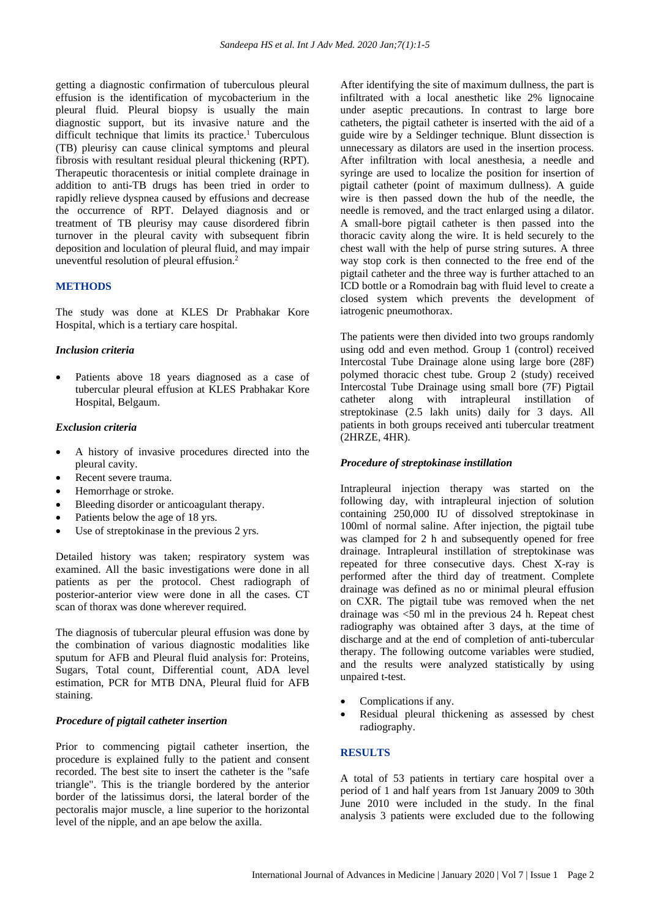getting a diagnostic confirmation of tuberculous pleural effusion is the identification of mycobacterium in the pleural fluid. Pleural biopsy is usually the main diagnostic support, but its invasive nature and the difficult technique that limits its practice.[1] Tuberculous (TB) pleurisy can cause clinical symptoms and pleural fibrosis with resultant residual pleural thickening (RPT). Therapeutic thoracentesis or initial complete drainage in addition to anti-TB drugs has been tried in order to rapidly relieve dyspnea caused by effusions and decrease the occurrence of RPT. Delayed diagnosis and or treatment of TB pleurisy may cause disordered fibrin turnover in the pleural cavity with subsequent fibrin deposition and loculation of pleural fluid, and may impair uneventful resolution of pleural effusion.[2]

## METHODS

The study was done at KLES Dr Prabhakar Kore Hospital, which is a tertiary care hospital.

### *Inclusion criteria*

- Patients above 18 years diagnosed as a case of tubercular pleural effusion at KLES Prabhakar Kore Hospital, Belgaum.

### *Exclusion criteria*

- A history of invasive procedures directed into the pleural cavity.
- Recent severe trauma.
- Hemorrhage or stroke.
- Bleeding disorder or anticoagulant therapy.
- Patients below the age of 18 yrs.
- Use of streptokinase in the previous 2 yrs.

Detailed history was taken; respiratory system was examined. All the basic investigations were done in all patients as per the protocol. Chest radiograph of posterior-anterior view were done in all the cases. CT scan of thorax was done wherever required.

The diagnosis of tubercular pleural effusion was done by the combination of various diagnostic modalities like sputum for AFB and Pleural fluid analysis for: Proteins, Sugars, Total count, Differential count, ADA level estimation, PCR for MTB DNA, Pleural fluid for AFB staining.

### *Procedure of pigtail catheter insertion*

Prior to commencing pigtail catheter insertion, the procedure is explained fully to the patient and consent recorded. The best site to insert the catheter is the "safe triangle". This is the triangle bordered by the anterior border of the latissimus dorsi, the lateral border of the pectoralis major muscle, a line superior to the horizontal level of the nipple, and an ape below the axilla.

After identifying the site of maximum dullness, the part is infiltrated with a local anesthetic like 2% lignocaine under aseptic precautions. In contrast to large bore catheters, the pigtail catheter is inserted with the aid of a guide wire by a Seldinger technique. Blunt dissection is unnecessary as dilators are used in the insertion process. After infiltration with local anesthesia, a needle and syringe are used to localize the position for insertion of pigtail catheter (point of maximum dullness). A guide wire is then passed down the hub of the needle, the needle is removed, and the tract enlarged using a dilator. A small-bore pigtail catheter is then passed into the thoracic cavity along the wire. It is held securely to the chest wall with the help of purse string sutures. A three way stop cork is then connected to the free end of the pigtail catheter and the three way is further attached to an ICD bottle or a Romodrain bag with fluid level to create a closed system which prevents the development of iatrogenic pneumothorax.

The patients were then divided into two groups randomly using odd and even method. Group 1 (control) received Intercostal Tube Drainage alone using large bore (28F) polymed thoracic chest tube. Group 2 (study) received Intercostal Tube Drainage using small bore (7F) Pigtail catheter along with intrapleural instillation of streptokinase (2.5 lakh units) daily for 3 days. All patients in both groups received anti tubercular treatment (2HRZE, 4HR).

### *Procedure of streptokinase instillation*

Intrapleural injection therapy was started on the following day, with intrapleural injection of solution containing 250,000 IU of dissolved streptokinase in 100ml of normal saline. After injection, the pigtail tube was clamped for 2 h and subsequently opened for free drainage. Intrapleural instillation of streptokinase was repeated for three consecutive days. Chest X-ray is performed after the third day of treatment. Complete drainage was defined as no or minimal pleural effusion on CXR. The pigtail tube was removed when the net drainage was <50 ml in the previous 24 h. Repeat chest radiography was obtained after 3 days, at the time of discharge and at the end of completion of anti-tubercular therapy. The following outcome variables were studied, and the results were analyzed statistically by using unpaired t-test.

- Complications if any.
- Residual pleural thickening as assessed by chest radiography.

## RESULTS

A total of 53 patients in tertiary care hospital over a period of 1 and half years from 1st January 2009 to 30th June 2010 were included in the study. In the final analysis 3 patients were excluded due to the following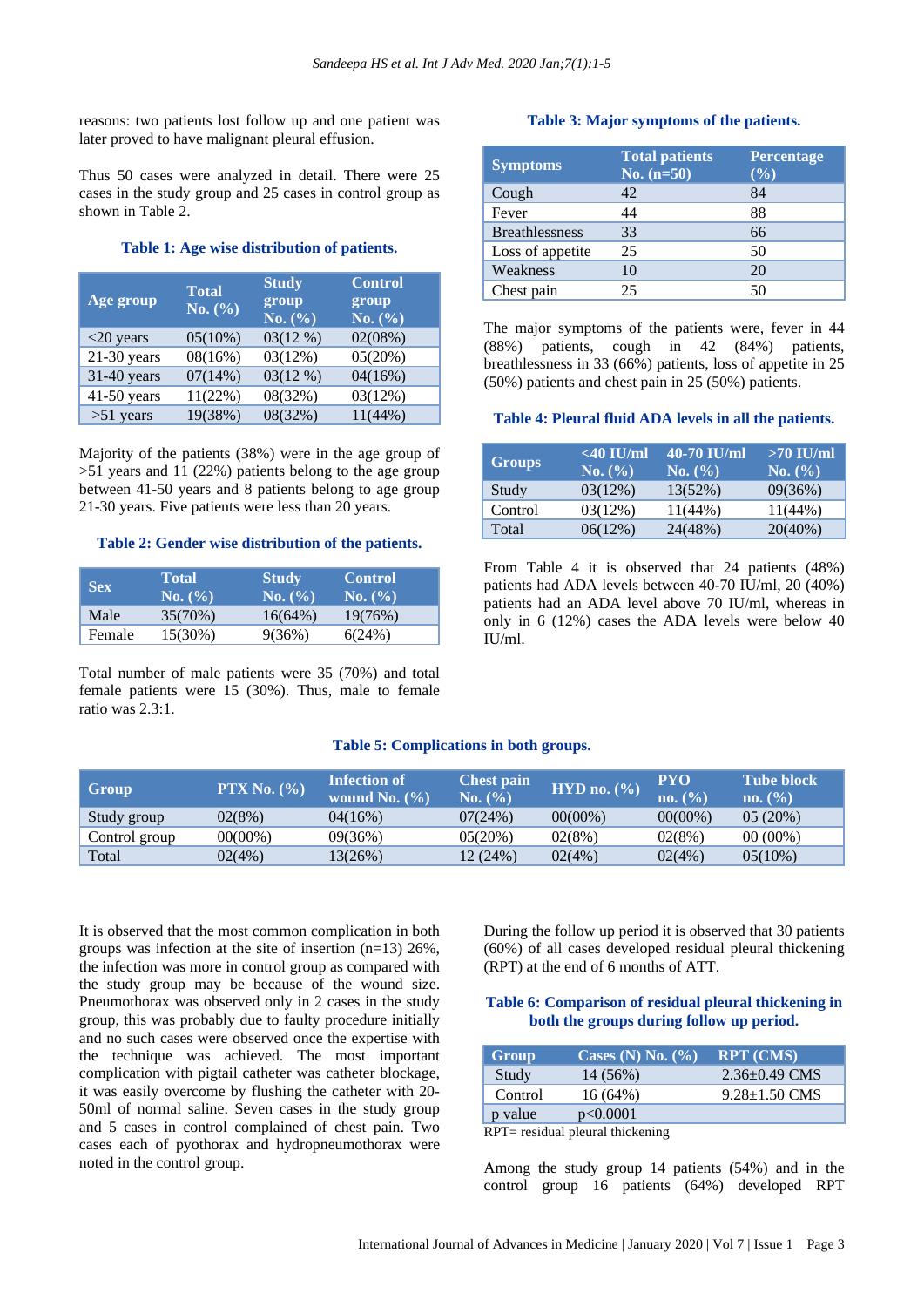reasons: two patients lost follow up and one patient was later proved to have malignant pleural effusion.

Thus 50 cases were analyzed in detail. There were 25 cases in the study group and 25 cases in control group as shown in Table 2.

**Table 1: Age wise distribution of patients.**

| Age group | Total No. (%) | Study group No. (%) | Control group No. (%) |
|---|---|---|---|
| <20 years | 05(10%) | 03(12 %) | 02(08%) |
| 21-30 years | 08(16%) | 03(12%) | 05(20%) |
| 31-40 years | 07(14%) | 03(12 %) | 04(16%) |
| 41-50 years | 11(22%) | 08(32%) | 03(12%) |
| >51 years | 19(38%) | 08(32%) | 11(44%) |

Majority of the patients (38%) were in the age group of >51 years and 11 (22%) patients belong to the age group between 41-50 years and 8 patients belong to age group 21-30 years. Five patients were less than 20 years.

**Table 2: Gender wise distribution of the patients.**

| Sex | Total No. (%) | Study No. (%) | Control No. (%) |
|---|---|---|---|
| Male | 35(70%) | 16(64%) | 19(76%) |
| Female | 15(30%) | 9(36%) | 6(24%) |

Total number of male patients were 35 (70%) and total female patients were 15 (30%). Thus, male to female ratio was 2.3:1.

**Table 3: Major symptoms of the patients.**

| Symptoms | Total patients No. (n=50) | Percentage (%) |
|---|---|---|
| Cough | 42 | 84 |
| Fever | 44 | 88 |
| Breathlessness | 33 | 66 |
| Loss of appetite | 25 | 50 |
| Weakness | 10 | 20 |
| Chest pain | 25 | 50 |

The major symptoms of the patients were, fever in 44 (88%) patients, cough in 42 (84%) patients, breathlessness in 33 (66%) patients, loss of appetite in 25 (50%) patients and chest pain in 25 (50%) patients.

**Table 4: Pleural fluid ADA levels in all the patients.**

| Groups | <40 IU/ml No. (%) | 40-70 IU/ml No. (%) | >70 IU/ml No. (%) |
|---|---|---|---|
| Study | 03(12%) | 13(52%) | 09(36%) |
| Control | 03(12%) | 11(44%) | 11(44%) |
| Total | 06(12%) | 24(48%) | 20(40%) |

From Table 4 it is observed that 24 patients (48%) patients had ADA levels between 40-70 IU/ml, 20 (40%) patients had an ADA level above 70 IU/ml, whereas in only in 6 (12%) cases the ADA levels were below 40 IU/ml.

**Table 5: Complications in both groups.**

| Group | PTX No. (%) | Infection of wound No. (%) | Chest pain No. (%) | HYD no. (%) | PYO no. (%) | Tube block no. (%) |
|---|---|---|---|---|---|---|
| Study group | 02(8%) | 04(16%) | 07(24%) | 00(00%) | 00(00%) | 05 (20%) |
| Control group | 00(00%) | 09(36%) | 05(20%) | 02(8%) | 02(8%) | 00 (00%) |
| Total | 02(4%) | 13(26%) | 12 (24%) | 02(4%) | 02(4%) | 05(10%) |

It is observed that the most common complication in both groups was infection at the site of insertion (n=13) 26%, the infection was more in control group as compared with the study group may be because of the wound size. Pneumothorax was observed only in 2 cases in the study group, this was probably due to faulty procedure initially and no such cases were observed once the expertise with the technique was achieved. The most important complication with pigtail catheter was catheter blockage, it was easily overcome by flushing the catheter with 20-50ml of normal saline. Seven cases in the study group and 5 cases in control complained of chest pain. Two cases each of pyothorax and hydropneumothorax were noted in the control group.

During the follow up period it is observed that 30 patients (60%) of all cases developed residual pleural thickening (RPT) at the end of 6 months of ATT.

**Table 6: Comparison of residual pleural thickening in both the groups during follow up period.**

| Group | Cases (N) No. (%) | RPT (CMS) |
|---|---|---|
| Study | 14 (56%) | 2.36±0.49 CMS |
| Control | 16 (64%) | 9.28±1.50 CMS |
| p value | p<0.0001 | |

RPT= residual pleural thickening

Among the study group 14 patients (54%) and in the control group 16 patients (64%) developed RPT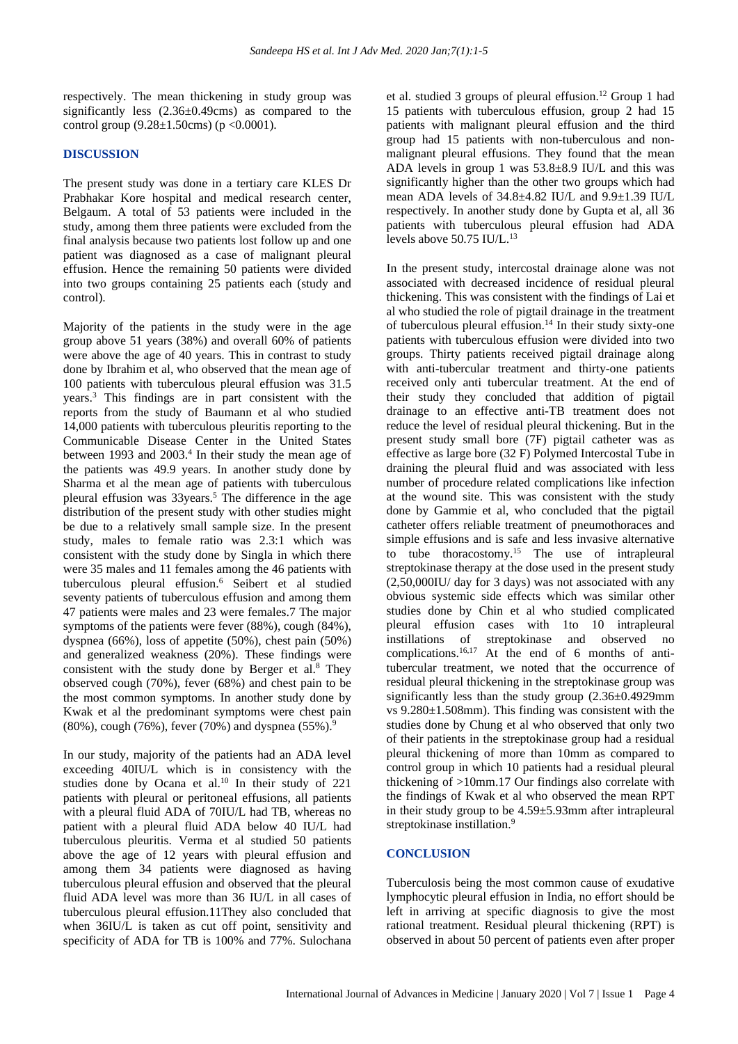respectively. The mean thickening in study group was significantly less (2.36±0.49cms) as compared to the control group (9.28±1.50cms) ($p < 0.0001$).

## DISCUSSION

The present study was done in a tertiary care KLES Dr Prabhakar Kore hospital and medical research center, Belgaum. A total of 53 patients were included in the study, among them three patients were excluded from the final analysis because two patients lost follow up and one patient was diagnosed as a case of malignant pleural effusion. Hence the remaining 50 patients were divided into two groups containing 25 patients each (study and control).

Majority of the patients in the study were in the age group above 51 years (38%) and overall 60% of patients were above the age of 40 years. This in contrast to study done by Ibrahim et al, who observed that the mean age of 100 patients with tuberculous pleural effusion was 31.5 years.[3] This findings are in part consistent with the reports from the study of Baumann et al who studied 14,000 patients with tuberculous pleuritis reporting to the Communicable Disease Center in the United States between 1993 and 2003.[4] In their study the mean age of the patients was 49.9 years. In another study done by Sharma et al the mean age of patients with tuberculous pleural effusion was 33years.[5] The difference in the age distribution of the present study with other studies might be due to a relatively small sample size. In the present study, males to female ratio was 2.3:1 which was consistent with the study done by Singla in which there were 35 males and 11 females among the 46 patients with tuberculous pleural effusion.[6] Seibert et al studied seventy patients of tuberculous effusion and among them 47 patients were males and 23 were females.7 The major symptoms of the patients were fever (88%), cough (84%), dyspnea (66%), loss of appetite (50%), chest pain (50%) and generalized weakness (20%). These findings were consistent with the study done by Berger et al.[8] They observed cough (70%), fever (68%) and chest pain to be the most common symptoms. In another study done by Kwak et al the predominant symptoms were chest pain (80%), cough (76%), fever (70%) and dyspnea (55%).[9]

In our study, majority of the patients had an ADA level exceeding 40IU/L which is in consistency with the studies done by Ocana et al.[10] In their study of 221 patients with pleural or peritoneal effusions, all patients with a pleural fluid ADA of 70IU/L had TB, whereas no patient with a pleural fluid ADA below 40 IU/L had tuberculous pleuritis. Verma et al studied 50 patients above the age of 12 years with pleural effusion and among them 34 patients were diagnosed as having tuberculous pleural effusion and observed that the pleural fluid ADA level was more than 36 IU/L in all cases of tuberculous pleural effusion.11They also concluded that when 36IU/L is taken as cut off point, sensitivity and specificity of ADA for TB is 100% and 77%. Sulochana et al. studied 3 groups of pleural effusion.[12] Group 1 had 15 patients with tuberculous effusion, group 2 had 15 patients with malignant pleural effusion and the third group had 15 patients with non-tuberculous and non-malignant pleural effusions. They found that the mean ADA levels in group 1 was 53.8±8.9 IU/L and this was significantly higher than the other two groups which had mean ADA levels of 34.8±4.82 IU/L and 9.9±1.39 IU/L respectively. In another study done by Gupta et al, all 36 patients with tuberculous pleural effusion had ADA levels above 50.75 IU/L.[13]

In the present study, intercostal drainage alone was not associated with decreased incidence of residual pleural thickening. This was consistent with the findings of Lai et al who studied the role of pigtail drainage in the treatment of tuberculous pleural effusion.[14] In their study sixty-one patients with tuberculous effusion were divided into two groups. Thirty patients received pigtail drainage along with anti-tubercular treatment and thirty-one patients received only anti tubercular treatment. At the end of their study they concluded that addition of pigtail drainage to an effective anti-TB treatment does not reduce the level of residual pleural thickening. But in the present study small bore (7F) pigtail catheter was as effective as large bore (32 F) Polymed Intercostal Tube in draining the pleural fluid and was associated with less number of procedure related complications like infection at the wound site. This was consistent with the study done by Gammie et al, who concluded that the pigtail catheter offers reliable treatment of pneumothoraces and simple effusions and is safe and less invasive alternative to tube thoracostomy.[15] The use of intrapleural streptokinase therapy at the dose used in the present study (2,50,000IU/ day for 3 days) was not associated with any obvious systemic side effects which was similar other studies done by Chin et al who studied complicated pleural effusion cases with 1to 10 intrapleural instillations of streptokinase and observed no complications.[16,17] At the end of 6 months of anti-tubercular treatment, we noted that the occurrence of residual pleural thickening in the streptokinase group was significantly less than the study group (2.36±0.4929mm vs 9.280±1.508mm). This finding was consistent with the studies done by Chung et al who observed that only two of their patients in the streptokinase group had a residual pleural thickening of more than 10mm as compared to control group in which 10 patients had a residual pleural thickening of >10mm.17 Our findings also correlate with the findings of Kwak et al who observed the mean RPT in their study group to be 4.59±5.93mm after intrapleural streptokinase instillation.[9]

## CONCLUSION

Tuberculosis being the most common cause of exudative lymphocytic pleural effusion in India, no effort should be left in arriving at specific diagnosis to give the most rational treatment. Residual pleural thickening (RPT) is observed in about 50 percent of patients even after proper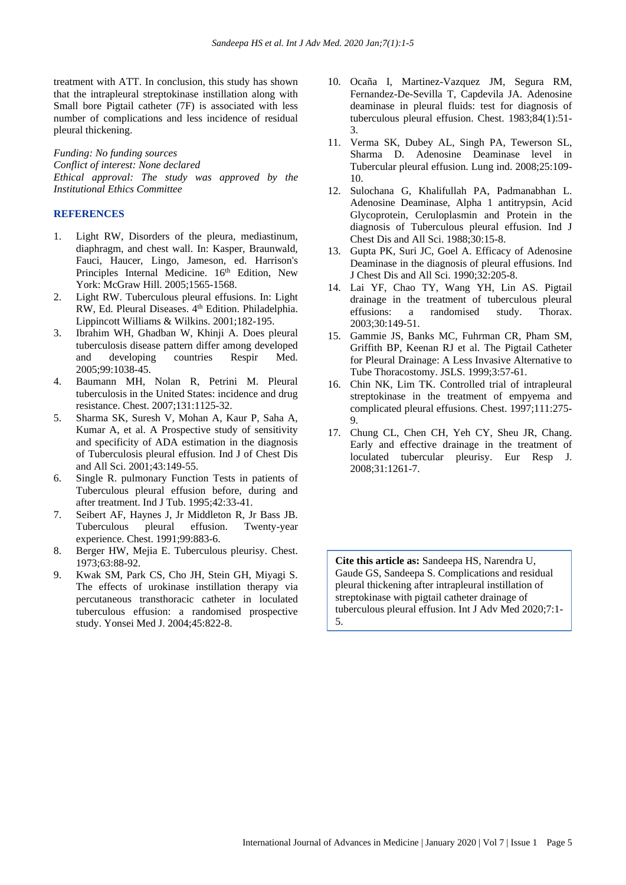treatment with ATT. In conclusion, this study has shown that the intrapleural streptokinase instillation along with Small bore Pigtail catheter (7F) is associated with less number of complications and less incidence of residual pleural thickening.

*Funding: No funding sources*
*Conflict of interest: None declared*
*Ethical approval: The study was approved by the Institutional Ethics Committee*

## REFERENCES

1. Light RW, Disorders of the pleura, mediastinum, diaphragm, and chest wall. In: Kasper, Braunwald, Fauci, Haucer, Lingo, Jameson, ed. Harrison's Principles Internal Medicine. 16th Edition, New York: McGraw Hill. 2005;1565-1568.
2. Light RW. Tuberculous pleural effusions. In: Light RW, Ed. Pleural Diseases. 4th Edition. Philadelphia. Lippincott Williams & Wilkins. 2001;182-195.
3. Ibrahim WH, Ghadban W, Khinji A. Does pleural tuberculosis disease pattern differ among developed and developing countries Respir Med. 2005;99:1038-45.
4. Baumann MH, Nolan R, Petrini M. Pleural tuberculosis in the United States: incidence and drug resistance. Chest. 2007;131:1125-32.
5. Sharma SK, Suresh V, Mohan A, Kaur P, Saha A, Kumar A, et al. A Prospective study of sensitivity and specificity of ADA estimation in the diagnosis of Tuberculosis pleural effusion. Ind J of Chest Dis and All Sci. 2001;43:149-55.
6. Single R. pulmonary Function Tests in patients of Tuberculous pleural effusion before, during and after treatment. Ind J Tub. 1995;42:33-41.
7. Seibert AF, Haynes J, Jr Middleton R, Jr Bass JB. Tuberculous pleural effusion. Twenty-year experience. Chest. 1991;99:883-6.
8. Berger HW, Mejia E. Tuberculous pleurisy. Chest. 1973;63:88-92.
9. Kwak SM, Park CS, Cho JH, Stein GH, Miyagi S. The effects of urokinase instillation therapy via percutaneous transthoracic catheter in loculated tuberculous effusion: a randomised prospective study. Yonsei Med J. 2004;45:822-8.
10. Ocaña I, Martinez-Vazquez JM, Segura RM, Fernandez-De-Sevilla T, Capdevila JA. Adenosine deaminase in pleural fluids: test for diagnosis of tuberculous pleural effusion. Chest. 1983;84(1):51-3.
11. Verma SK, Dubey AL, Singh PA, Tewerson SL, Sharma D. Adenosine Deaminase level in Tubercular pleural effusion. Lung ind. 2008;25:109-10.
12. Sulochana G, Khalifullah PA, Padmanabhan L. Adenosine Deaminase, Alpha 1 antitrypsin, Acid Glycoprotein, Ceruloplasmin and Protein in the diagnosis of Tuberculous pleural effusion. Ind J Chest Dis and All Sci. 1988;30:15-8.
13. Gupta PK, Suri JC, Goel A. Efficacy of Adenosine Deaminase in the diagnosis of pleural effusions. Ind J Chest Dis and All Sci. 1990;32:205-8.
14. Lai YF, Chao TY, Wang YH, Lin AS. Pigtail drainage in the treatment of tuberculous pleural effusions: a randomised study. Thorax. 2003;30:149-51.
15. Gammie JS, Banks MC, Fuhrman CR, Pham SM, Griffith BP, Keenan RJ et al. The Pigtail Catheter for Pleural Drainage: A Less Invasive Alternative to Tube Thoracostomy. JSLS. 1999;3:57-61.
16. Chin NK, Lim TK. Controlled trial of intrapleural streptokinase in the treatment of empyema and complicated pleural effusions. Chest. 1997;111:275-9.
17. Chung CL, Chen CH, Yeh CY, Sheu JR, Chang. Early and effective drainage in the treatment of loculated tubercular pleurisy. Eur Resp J. 2008;31:1261-7.

**Cite this article as:** Sandeepa HS, Narendra U, Gaude GS, Sandeepa S. Complications and residual pleural thickening after intrapleural instillation of streptokinase with pigtail catheter drainage of tuberculous pleural effusion. Int J Adv Med 2020;7:1-5.